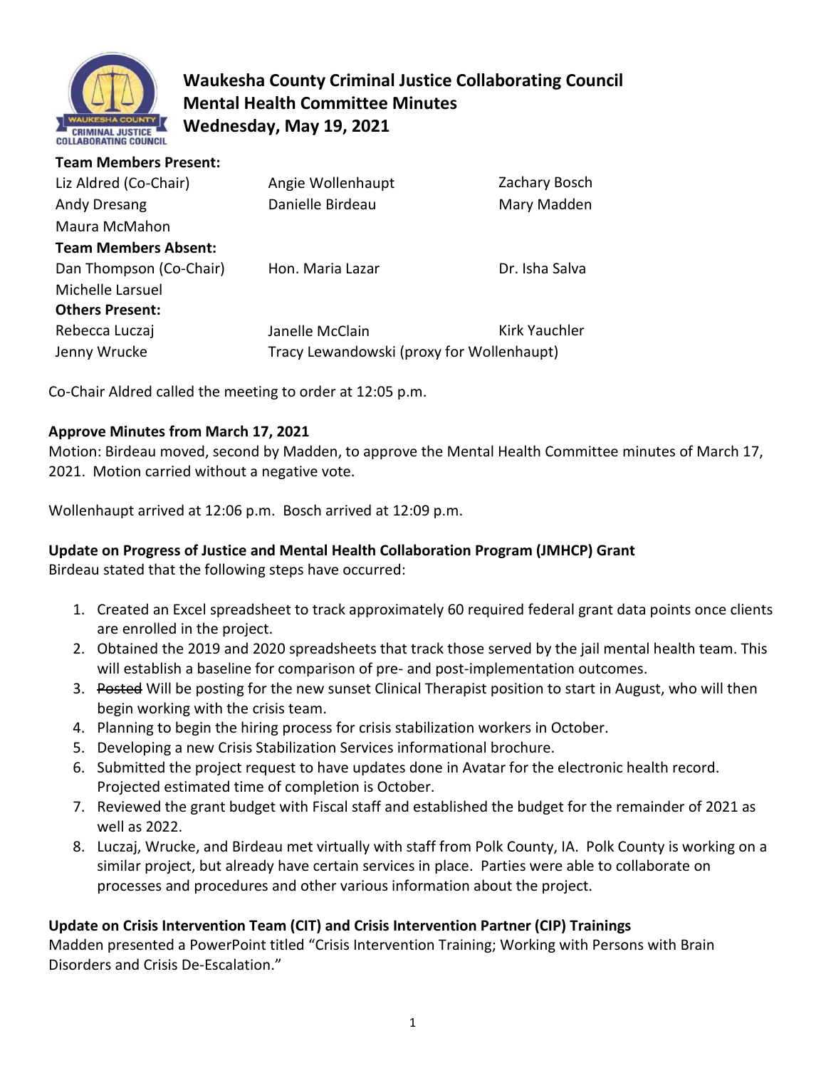# Waukesha County Criminal Justice Collaborating Council
## Mental Health Committee Minutes
## Wednesday, May 19, 2021

**Team Members Present:**

| | | |
|---|---|---|
| Liz Aldred (Co-Chair) | Angie Wollenhaupt | Zachary Bosch |
| Andy Dresang | Danielle Birdeau | Mary Madden |
| Maura McMahon | | |

**Team Members Absent:**

| | | |
|---|---|---|
| Dan Thompson (Co-Chair) | Hon. Maria Lazar | Dr. Isha Salva |
| Michelle Larsuel | | |

**Others Present:**

| | | |
|---|---|---|
| Rebecca Luczaj | Janelle McClain | Kirk Yauchler |
| Jenny Wrucke | Tracy Lewandowski (proxy for Wollenhaupt) | |

Co-Chair Aldred called the meeting to order at 12:05 p.m.

**Approve Minutes from March 17, 2021**

Motion: Birdeau moved, second by Madden, to approve the Mental Health Committee minutes of March 17, 2021. Motion carried without a negative vote.

Wollenhaupt arrived at 12:06 p.m. Bosch arrived at 12:09 p.m.

**Update on Progress of Justice and Mental Health Collaboration Program (JMHCP) Grant**

Birdeau stated that the following steps have occurred:

1. Created an Excel spreadsheet to track approximately 60 required federal grant data points once clients are enrolled in the project.
2. Obtained the 2019 and 2020 spreadsheets that track those served by the jail mental health team. This will establish a baseline for comparison of pre- and post-implementation outcomes.
3. ~~Posted~~ Will be posting for the new sunset Clinical Therapist position to start in August, who will then begin working with the crisis team.
4. Planning to begin the hiring process for crisis stabilization workers in October.
5. Developing a new Crisis Stabilization Services informational brochure.
6. Submitted the project request to have updates done in Avatar for the electronic health record. Projected estimated time of completion is October.
7. Reviewed the grant budget with Fiscal staff and established the budget for the remainder of 2021 as well as 2022.
8. Luczaj, Wrucke, and Birdeau met virtually with staff from Polk County, IA. Polk County is working on a similar project, but already have certain services in place. Parties were able to collaborate on processes and procedures and other various information about the project.

**Update on Crisis Intervention Team (CIT) and Crisis Intervention Partner (CIP) Trainings**

Madden presented a PowerPoint titled "Crisis Intervention Training; Working with Persons with Brain Disorders and Crisis De-Escalation."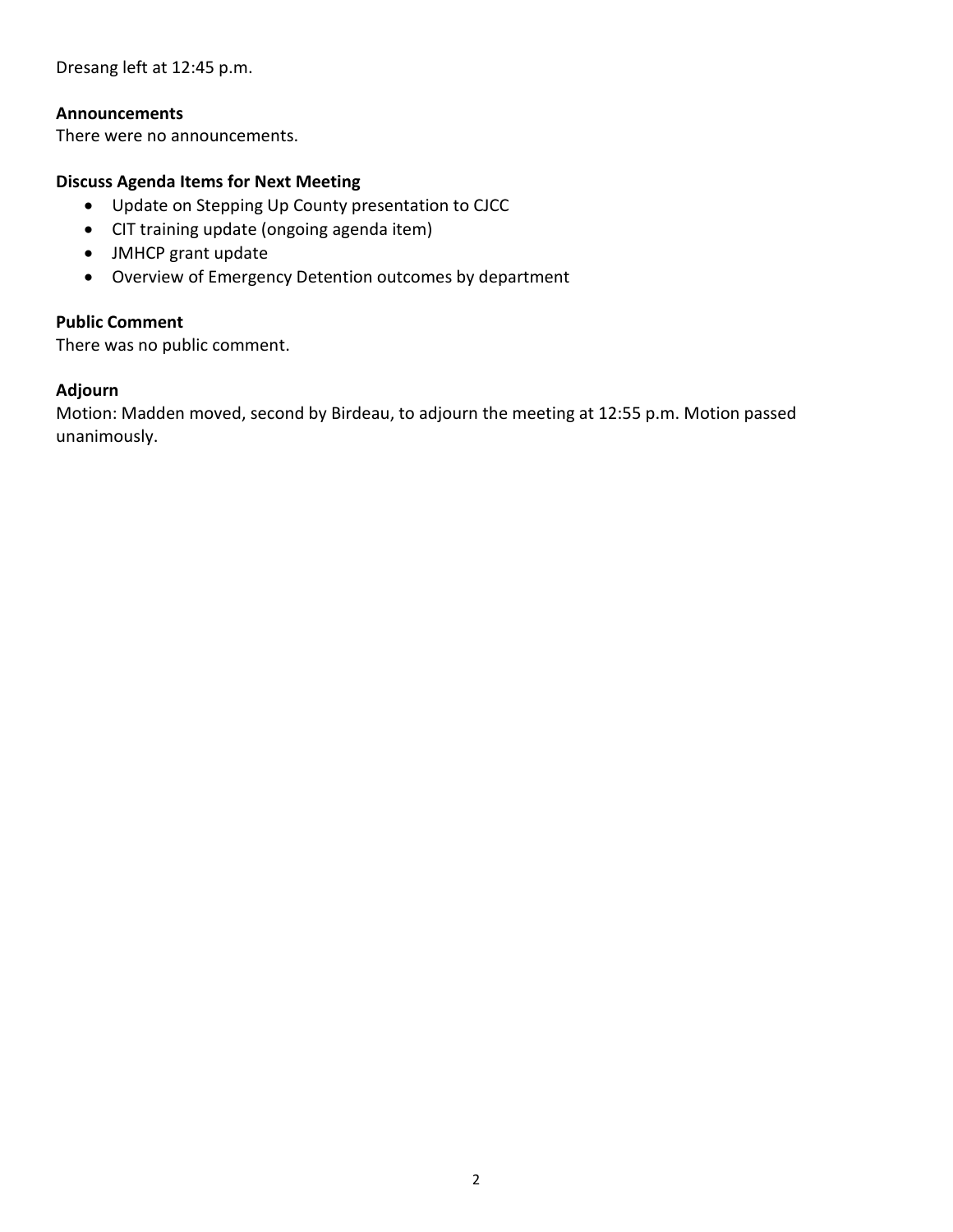Dresang left at 12:45 p.m.

**Announcements**

There were no announcements.

**Discuss Agenda Items for Next Meeting**

- Update on Stepping Up County presentation to CJCC
- CIT training update (ongoing agenda item)
- JMHCP grant update
- Overview of Emergency Detention outcomes by department

**Public Comment**

There was no public comment.

**Adjourn**

Motion: Madden moved, second by Birdeau, to adjourn the meeting at 12:55 p.m. Motion passed unanimously.